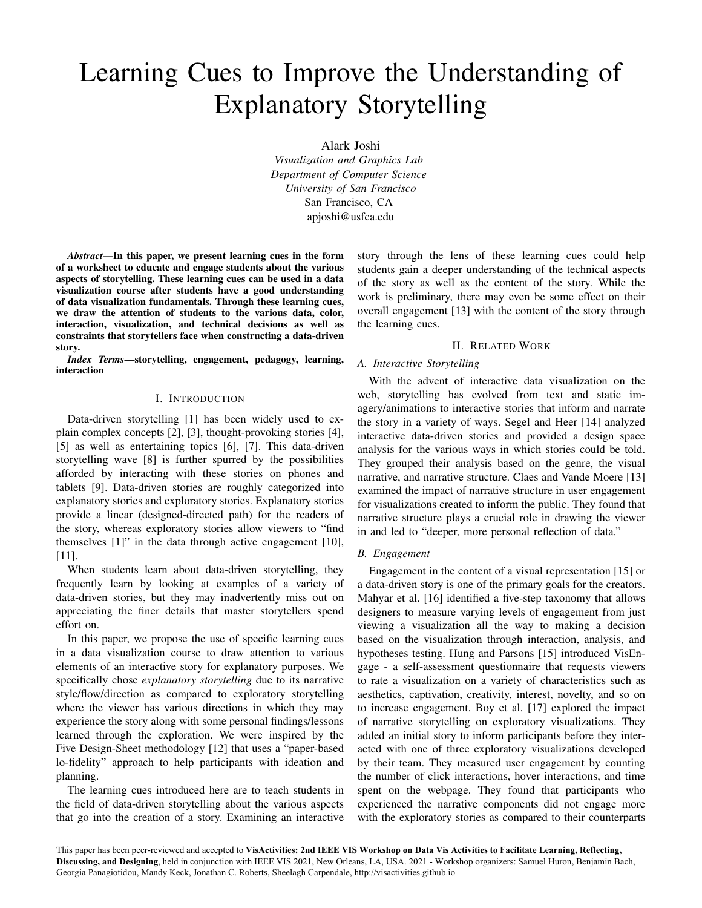# Learning Cues to Improve the Understanding of Explanatory Storytelling

Alark Joshi
*Visualization and Graphics Lab*
*Department of Computer Science*
*University of San Francisco*
San Francisco, CA
apjoshi@usfca.edu

***Abstract*—In this paper, we present learning cues in the form of a worksheet to educate and engage students about the various aspects of storytelling. These learning cues can be used in a data visualization course after students have a good understanding of data visualization fundamentals. Through these learning cues, we draw the attention of students to the various data, color, interaction, visualization, and technical decisions as well as constraints that storytellers face when constructing a data-driven story.**

***Index Terms*—storytelling, engagement, pedagogy, learning, interaction**

## I. Introduction

Data-driven storytelling [1] has been widely used to explain complex concepts [2], [3], thought-provoking stories [4], [5] as well as entertaining topics [6], [7]. This data-driven storytelling wave [8] is further spurred by the possibilities afforded by interacting with these stories on phones and tablets [9]. Data-driven stories are roughly categorized into explanatory stories and exploratory stories. Explanatory stories provide a linear (designed-directed path) for the readers of the story, whereas exploratory stories allow viewers to "find themselves [1]" in the data through active engagement [10], [11].

When students learn about data-driven storytelling, they frequently learn by looking at examples of a variety of data-driven stories, but they may inadvertently miss out on appreciating the finer details that master storytellers spend effort on.

In this paper, we propose the use of specific learning cues in a data visualization course to draw attention to various elements of an interactive story for explanatory purposes. We specifically chose *explanatory storytelling* due to its narrative style/flow/direction as compared to exploratory storytelling where the viewer has various directions in which they may experience the story along with some personal findings/lessons learned through the exploration. We were inspired by the Five Design-Sheet methodology [12] that uses a "paper-based lo-fidelity" approach to help participants with ideation and planning.

The learning cues introduced here are to teach students in the field of data-driven storytelling about the various aspects that go into the creation of a story. Examining an interactive story through the lens of these learning cues could help students gain a deeper understanding of the technical aspects of the story as well as the content of the story. While the work is preliminary, there may even be some effect on their overall engagement [13] with the content of the story through the learning cues.

## II. Related Work

### A. Interactive Storytelling

With the advent of interactive data visualization on the web, storytelling has evolved from text and static imagery/animations to interactive stories that inform and narrate the story in a variety of ways. Segel and Heer [14] analyzed interactive data-driven stories and provided a design space analysis for the various ways in which stories could be told. They grouped their analysis based on the genre, the visual narrative, and narrative structure. Claes and Vande Moere [13] examined the impact of narrative structure in user engagement for visualizations created to inform the public. They found that narrative structure plays a crucial role in drawing the viewer in and led to "deeper, more personal reflection of data."

### B. Engagement

Engagement in the content of a visual representation [15] or a data-driven story is one of the primary goals for the creators. Mahyar et al. [16] identified a five-step taxonomy that allows designers to measure varying levels of engagement from just viewing a visualization all the way to making a decision based on the visualization through interaction, analysis, and hypotheses testing. Hung and Parsons [15] introduced VisEngage - a self-assessment questionnaire that requests viewers to rate a visualization on a variety of characteristics such as aesthetics, captivation, creativity, interest, novelty, and so on to increase engagement. Boy et al. [17] explored the impact of narrative storytelling on exploratory visualizations. They added an initial story to inform participants before they interacted with one of three exploratory visualizations developed by their team. They measured user engagement by counting the number of click interactions, hover interactions, and time spent on the webpage. They found that participants who experienced the narrative components did not engage more with the exploratory stories as compared to their counterparts

This paper has been peer-reviewed and accepted to **VisActivities: 2nd IEEE VIS Workshop on Data Vis Activities to Facilitate Learning, Reflecting, Discussing, and Designing**, held in conjunction with IEEE VIS 2021, New Orleans, LA, USA. 2021 - Workshop organizers: Samuel Huron, Benjamin Bach, Georgia Panagiotidou, Mandy Keck, Jonathan C. Roberts, Sheelagh Carpendale, http://visactivities.github.io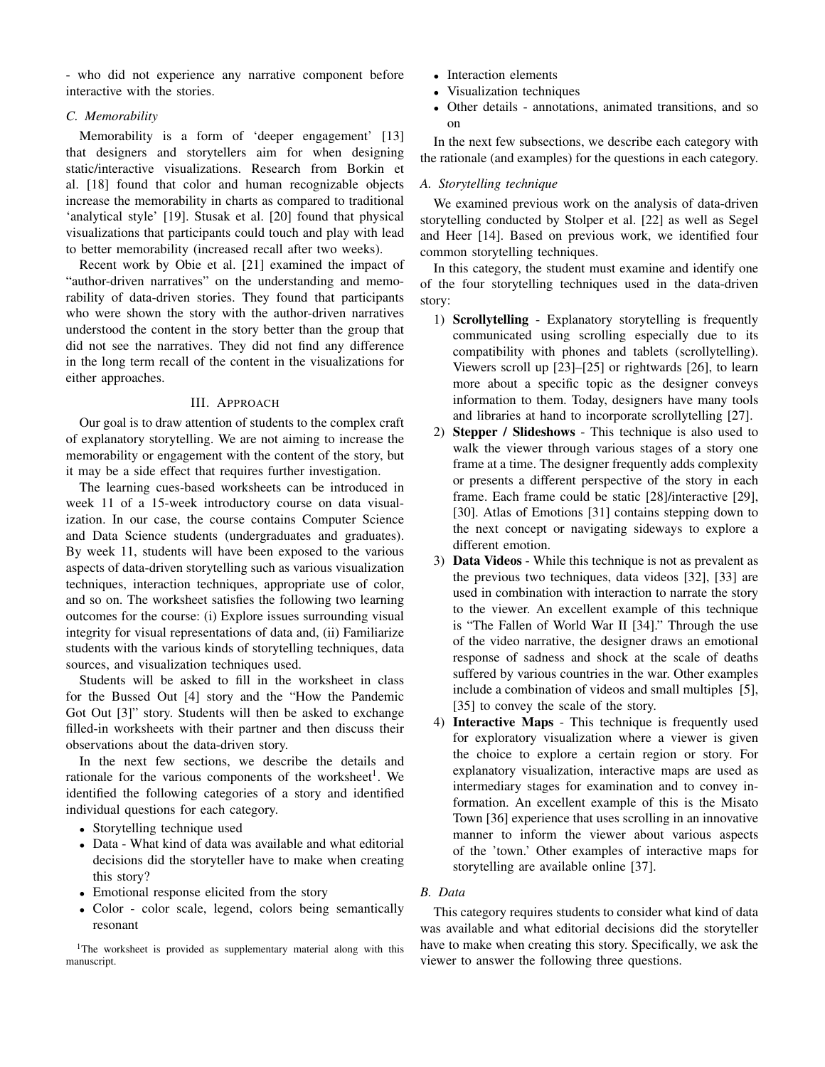- who did not experience any narrative component before interactive with the stories.

### C. Memorability

Memorability is a form of 'deeper engagement' [13] that designers and storytellers aim for when designing static/interactive visualizations. Research from Borkin et al. [18] found that color and human recognizable objects increase the memorability in charts as compared to traditional 'analytical style' [19]. Stusak et al. [20] found that physical visualizations that participants could touch and play with lead to better memorability (increased recall after two weeks).

Recent work by Obie et al. [21] examined the impact of "author-driven narratives" on the understanding and memorability of data-driven stories. They found that participants who were shown the story with the author-driven narratives understood the content in the story better than the group that did not see the narratives. They did not find any difference in the long term recall of the content in the visualizations for either approaches.

## III. Approach

Our goal is to draw attention of students to the complex craft of explanatory storytelling. We are not aiming to increase the memorability or engagement with the content of the story, but it may be a side effect that requires further investigation.

The learning cues-based worksheets can be introduced in week 11 of a 15-week introductory course on data visualization. In our case, the course contains Computer Science and Data Science students (undergraduates and graduates). By week 11, students will have been exposed to the various aspects of data-driven storytelling such as various visualization techniques, interaction techniques, appropriate use of color, and so on. The worksheet satisfies the following two learning outcomes for the course: (i) Explore issues surrounding visual integrity for visual representations of data and, (ii) Familiarize students with the various kinds of storytelling techniques, data sources, and visualization techniques used.

Students will be asked to fill in the worksheet in class for the Bussed Out [4] story and the "How the Pandemic Got Out [3]" story. Students will then be asked to exchange filled-in worksheets with their partner and then discuss their observations about the data-driven story.

In the next few sections, we describe the details and rationale for the various components of the worksheet[1]. We identified the following categories of a story and identified individual questions for each category.

- Storytelling technique used
- Data - What kind of data was available and what editorial decisions did the storyteller have to make when creating this story?
- Emotional response elicited from the story
- Color - color scale, legend, colors being semantically resonant
- Interaction elements
- Visualization techniques
- Other details - annotations, animated transitions, and so on

[1]The worksheet is provided as supplementary material along with this manuscript.

In the next few subsections, we describe each category with the rationale (and examples) for the questions in each category.

### A. Storytelling technique

We examined previous work on the analysis of data-driven storytelling conducted by Stolper et al. [22] as well as Segel and Heer [14]. Based on previous work, we identified four common storytelling techniques.

In this category, the student must examine and identify one of the four storytelling techniques used in the data-driven story:

1) **Scrollytelling** - Explanatory storytelling is frequently communicated using scrolling especially due to its compatibility with phones and tablets (scrollytelling). Viewers scroll up [23]–[25] or rightwards [26], to learn more about a specific topic as the designer conveys information to them. Today, designers have many tools and libraries at hand to incorporate scrollytelling [27].
2) **Stepper / Slideshows** - This technique is also used to walk the viewer through various stages of a story one frame at a time. The designer frequently adds complexity or presents a different perspective of the story in each frame. Each frame could be static [28]/interactive [29], [30]. Atlas of Emotions [31] contains stepping down to the next concept or navigating sideways to explore a different emotion.
3) **Data Videos** - While this technique is not as prevalent as the previous two techniques, data videos [32], [33] are used in combination with interaction to narrate the story to the viewer. An excellent example of this technique is "The Fallen of World War II [34]." Through the use of the video narrative, the designer draws an emotional response of sadness and shock at the scale of deaths suffered by various countries in the war. Other examples include a combination of videos and small multiples [5], [35] to convey the scale of the story.
4) **Interactive Maps** - This technique is frequently used for exploratory visualization where a viewer is given the choice to explore a certain region or story. For explanatory visualization, interactive maps are used as intermediary stages for examination and to convey information. An excellent example of this is the Misato Town [36] experience that uses scrolling in an innovative manner to inform the viewer about various aspects of the 'town.' Other examples of interactive maps for storytelling are available online [37].

### B. Data

This category requires students to consider what kind of data was available and what editorial decisions did the storyteller have to make when creating this story. Specifically, we ask the viewer to answer the following three questions.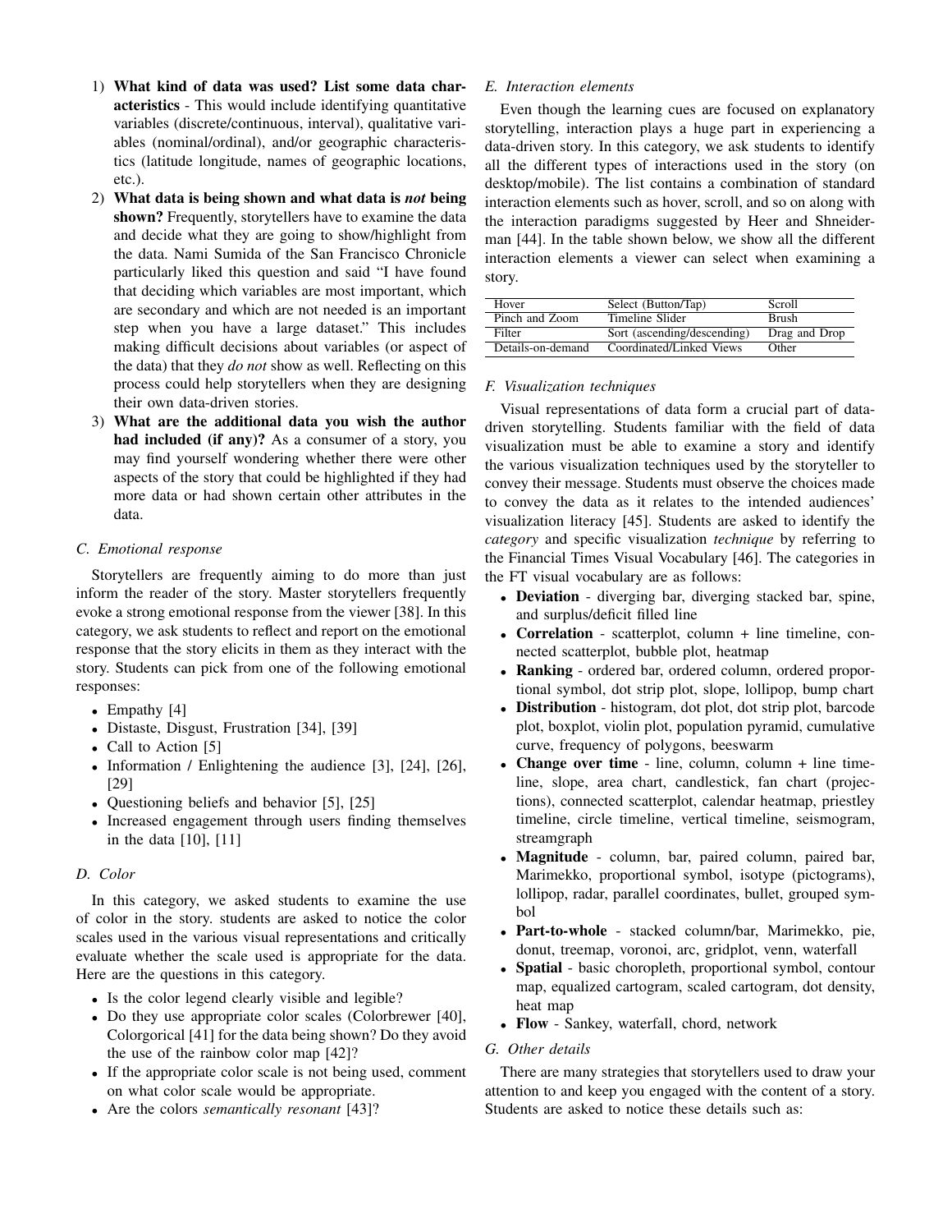1) **What kind of data was used? List some data characteristics** - This would include identifying quantitative variables (discrete/continuous, interval), qualitative variables (nominal/ordinal), and/or geographic characteristics (latitude longitude, names of geographic locations, etc.).
2) **What data is being shown and what data is *not* being shown?** Frequently, storytellers have to examine the data and decide what they are going to show/highlight from the data. Nami Sumida of the San Francisco Chronicle particularly liked this question and said "I have found that deciding which variables are most important, which are secondary and which are not needed is an important step when you have a large dataset." This includes making difficult decisions about variables (or aspect of the data) that they *do not* show as well. Reflecting on this process could help storytellers when they are designing their own data-driven stories.
3) **What are the additional data you wish the author had included (if any)?** As a consumer of a story, you may find yourself wondering whether there were other aspects of the story that could be highlighted if they had more data or had shown certain other attributes in the data.

### C. Emotional response

Storytellers are frequently aiming to do more than just inform the reader of the story. Master storytellers frequently evoke a strong emotional response from the viewer [38]. In this category, we ask students to reflect and report on the emotional response that the story elicits in them as they interact with the story. Students can pick from one of the following emotional responses:

- Empathy [4]
- Distaste, Disgust, Frustration [34], [39]
- Call to Action [5]
- Information / Enlightening the audience [3], [24], [26], [29]
- Questioning beliefs and behavior [5], [25]
- Increased engagement through users finding themselves in the data [10], [11]

### D. Color

In this category, we asked students to examine the use of color in the story. students are asked to notice the color scales used in the various visual representations and critically evaluate whether the scale used is appropriate for the data. Here are the questions in this category.

- Is the color legend clearly visible and legible?
- Do they use appropriate color scales (Colorbrewer [40], Colorgorical [41] for the data being shown? Do they avoid the use of the rainbow color map [42]?
- If the appropriate color scale is not being used, comment on what color scale would be appropriate.
- Are the colors *semantically resonant* [43]?

### E. Interaction elements

Even though the learning cues are focused on explanatory storytelling, interaction plays a huge part in experiencing a data-driven story. In this category, we ask students to identify all the different types of interactions used in the story (on desktop/mobile). The list contains a combination of standard interaction elements such as hover, scroll, and so on along with the interaction paradigms suggested by Heer and Shneiderman [44]. In the table shown below, we show all the different interaction elements a viewer can select when examining a story.

| Hover | Select (Button/Tap) | Scroll |
|---|---|---|
| Pinch and Zoom | Timeline Slider | Brush |
| Filter | Sort (ascending/descending) | Drag and Drop |
| Details-on-demand | Coordinated/Linked Views | Other |

### F. Visualization techniques

Visual representations of data form a crucial part of data-driven storytelling. Students familiar with the field of data visualization must be able to examine a story and identify the various visualization techniques used by the storyteller to convey their message. Students must observe the choices made to convey the data as it relates to the intended audiences' visualization literacy [45]. Students are asked to identify the *category* and specific visualization *technique* by referring to the Financial Times Visual Vocabulary [46]. The categories in the FT visual vocabulary are as follows:

- **Deviation** - diverging bar, diverging stacked bar, spine, and surplus/deficit filled line
- **Correlation** - scatterplot, column + line timeline, connected scatterplot, bubble plot, heatmap
- **Ranking** - ordered bar, ordered column, ordered proportional symbol, dot strip plot, slope, lollipop, bump chart
- **Distribution** - histogram, dot plot, dot strip plot, barcode plot, boxplot, violin plot, population pyramid, cumulative curve, frequency of polygons, beeswarm
- **Change over time** - line, column, column + line timeline, slope, area chart, candlestick, fan chart (projections), connected scatterplot, calendar heatmap, priestley timeline, circle timeline, vertical timeline, seismogram, streamgraph
- **Magnitude** - column, bar, paired column, paired bar, Marimekko, proportional symbol, isotype (pictograms), lollipop, radar, parallel coordinates, bullet, grouped symbol
- **Part-to-whole** - stacked column/bar, Marimekko, pie, donut, treemap, voronoi, arc, gridplot, venn, waterfall
- **Spatial** - basic choropleth, proportional symbol, contour map, equalized cartogram, scaled cartogram, dot density, heat map
- **Flow** - Sankey, waterfall, chord, network

### G. Other details

There are many strategies that storytellers used to draw your attention to and keep you engaged with the content of a story. Students are asked to notice these details such as: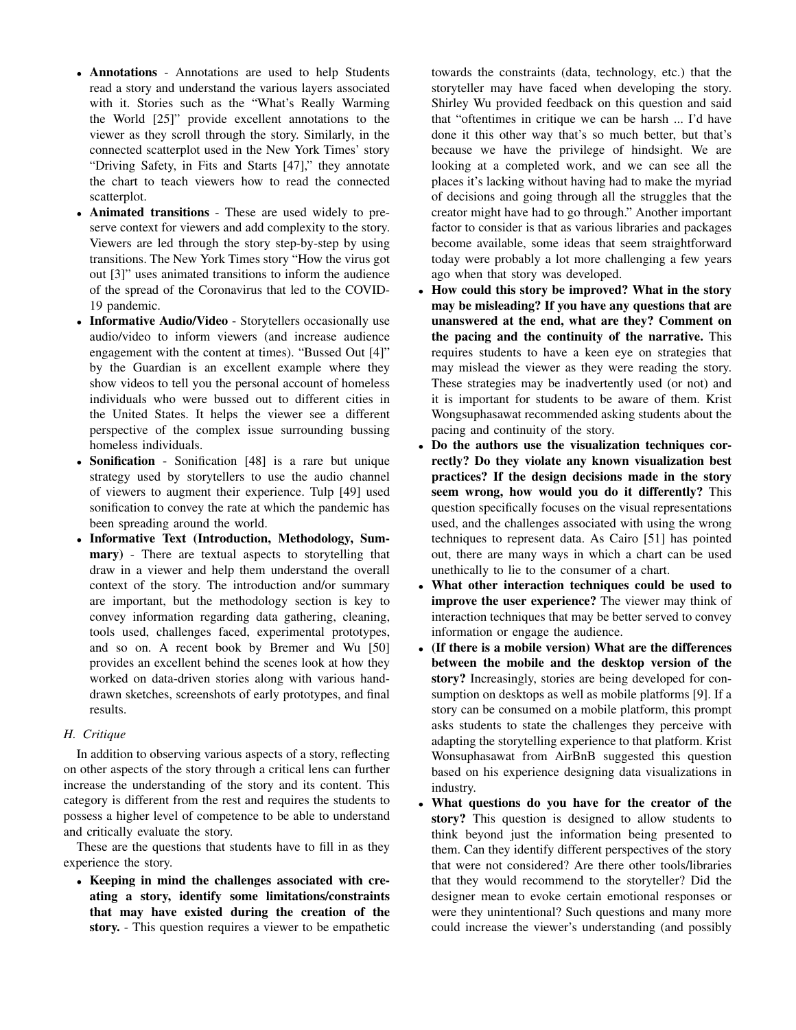- **Annotations** - Annotations are used to help Students read a story and understand the various layers associated with it. Stories such as the "What's Really Warming the World [25]" provide excellent annotations to the viewer as they scroll through the story. Similarly, in the connected scatterplot used in the New York Times' story "Driving Safety, in Fits and Starts [47]," they annotate the chart to teach viewers how to read the connected scatterplot.
- **Animated transitions** - These are used widely to preserve context for viewers and add complexity to the story. Viewers are led through the story step-by-step by using transitions. The New York Times story "How the virus got out [3]" uses animated transitions to inform the audience of the spread of the Coronavirus that led to the COVID-19 pandemic.
- **Informative Audio/Video** - Storytellers occasionally use audio/video to inform viewers (and increase audience engagement with the content at times). "Bussed Out [4]" by the Guardian is an excellent example where they show videos to tell you the personal account of homeless individuals who were bussed out to different cities in the United States. It helps the viewer see a different perspective of the complex issue surrounding bussing homeless individuals.
- **Sonification** - Sonification [48] is a rare but unique strategy used by storytellers to use the audio channel of viewers to augment their experience. Tulp [49] used sonification to convey the rate at which the pandemic has been spreading around the world.
- **Informative Text (Introduction, Methodology, Summary)** - There are textual aspects to storytelling that draw in a viewer and help them understand the overall context of the story. The introduction and/or summary are important, but the methodology section is key to convey information regarding data gathering, cleaning, tools used, challenges faced, experimental prototypes, and so on. A recent book by Bremer and Wu [50] provides an excellent behind the scenes look at how they worked on data-driven stories along with various hand-drawn sketches, screenshots of early prototypes, and final results.

### H. Critique

In addition to observing various aspects of a story, reflecting on other aspects of the story through a critical lens can further increase the understanding of the story and its content. This category is different from the rest and requires the students to possess a higher level of competence to be able to understand and critically evaluate the story.

These are the questions that students have to fill in as they experience the story.

- **Keeping in mind the challenges associated with creating a story, identify some limitations/constraints that may have existed during the creation of the story.** - This question requires a viewer to be empathetic towards the constraints (data, technology, etc.) that the storyteller may have faced when developing the story. Shirley Wu provided feedback on this question and said that "oftentimes in critique we can be harsh ... I'd have done it this other way that's so much better, but that's because we have the privilege of hindsight. We are looking at a completed work, and we can see all the places it's lacking without having had to make the myriad of decisions and going through all the struggles that the creator might have had to go through." Another important factor to consider is that as various libraries and packages become available, some ideas that seem straightforward today were probably a lot more challenging a few years ago when that story was developed.
- **How could this story be improved? What in the story may be misleading? If you have any questions that are unanswered at the end, what are they? Comment on the pacing and the continuity of the narrative.** This requires students to have a keen eye on strategies that may mislead the viewer as they were reading the story. These strategies may be inadvertently used (or not) and it is important for students to be aware of them. Krist Wongsuphasawat recommended asking students about the pacing and continuity of the story.
- **Do the authors use the visualization techniques correctly? Do they violate any known visualization best practices? If the design decisions made in the story seem wrong, how would you do it differently?** This question specifically focuses on the visual representations used, and the challenges associated with using the wrong techniques to represent data. As Cairo [51] has pointed out, there are many ways in which a chart can be used unethically to lie to the consumer of a chart.
- **What other interaction techniques could be used to improve the user experience?** The viewer may think of interaction techniques that may be better served to convey information or engage the audience.
- **(If there is a mobile version) What are the differences between the mobile and the desktop version of the story?** Increasingly, stories are being developed for consumption on desktops as well as mobile platforms [9]. If a story can be consumed on a mobile platform, this prompt asks students to state the challenges they perceive with adapting the storytelling experience to that platform. Krist Wonsuphasawat from AirBnB suggested this question based on his experience designing data visualizations in industry.
- **What questions do you have for the creator of the story?** This question is designed to allow students to think beyond just the information being presented to them. Can they identify different perspectives of the story that were not considered? Are there other tools/libraries that they would recommend to the storyteller? Did the designer mean to evoke certain emotional responses or were they unintentional? Such questions and many more could increase the viewer's understanding (and possibly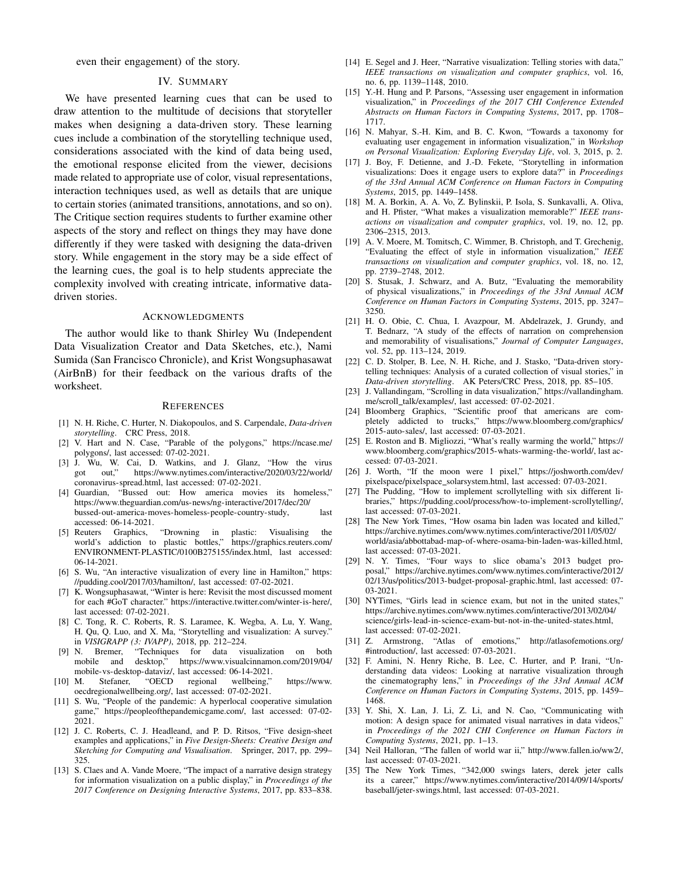even their engagement) of the story.

## IV. Summary

We have presented learning cues that can be used to draw attention to the multitude of decisions that storyteller makes when designing a data-driven story. These learning cues include a combination of the storytelling technique used, considerations associated with the kind of data being used, the emotional response elicited from the viewer, decisions made related to appropriate use of color, visual representations, interaction techniques used, as well as details that are unique to certain stories (animated transitions, annotations, and so on). The Critique section requires students to further examine other aspects of the story and reflect on things they may have done differently if they were tasked with designing the data-driven story. While engagement in the story may be a side effect of the learning cues, the goal is to help students appreciate the complexity involved with creating intricate, informative data-driven stories.

## Acknowledgments

The author would like to thank Shirley Wu (Independent Data Visualization Creator and Data Sketches, etc.), Nami Sumida (San Francisco Chronicle), and Krist Wongsuphasawat (AirBnB) for their feedback on the various drafts of the worksheet.

## References

[1] N. H. Riche, C. Hurter, N. Diakopoulos, and S. Carpendale, *Data-driven storytelling*. CRC Press, 2018.

[2] V. Hart and N. Case, "Parable of the polygons," https://ncase.me/polygons/, last accessed: 07-02-2021.

[3] J. Wu, W. Cai, D. Watkins, and J. Glanz, "How the virus got out," https://www.nytimes.com/interactive/2020/03/22/world/coronavirus-spread.html, last accessed: 07-02-2021.

[4] Guardian, "Bussed out: How america movies its homeless," https://www.theguardian.com/us-news/ng-interactive/2017/dec/20/bussed-out-america-moves-homeless-people-country-study, last accessed: 06-14-2021.

[5] Reuters Graphics, "Drowning in plastic: Visualising the world's addiction to plastic bottles," https://graphics.reuters.com/ENVIRONMENT-PLASTIC/0100B275155/index.html, last accessed: 06-14-2021.

[6] S. Wu, "An interactive visualization of every line in Hamilton," https://pudding.cool/2017/03/hamilton/, last accessed: 07-02-2021.

[7] K. Wongsuphasawat, "Winter is here: Revisit the most discussed moment for each #GoT character," https://interactive.twitter.com/winter-is-here/, last accessed: 07-02-2021.

[8] C. Tong, R. C. Roberts, R. S. Laramee, K. Wegba, A. Lu, Y. Wang, H. Qu, Q. Luo, and X. Ma, "Storytelling and visualization: A survey." in *VISIGRAPP (3: IVAPP)*, 2018, pp. 212–224.

[9] N. Bremer, "Techniques for data visualization on both mobile and desktop," https://www.visualcinnamon.com/2019/04/mobile-vs-desktop-dataviz/, last accessed: 06-14-2021.

[10] M. Stefaner, "OECD regional wellbeing," https://www.oecdregionalwellbeing.org/, last accessed: 07-02-2021.

[11] S. Wu, "People of the pandemic: A hyperlocal cooperative simulation game," https://peopleofthepandemicgame.com/, last accessed: 07-02-2021.

[12] J. C. Roberts, C. J. Headleand, and P. D. Ritsos, "Five design-sheet examples and applications," in *Five Design-Sheets: Creative Design and Sketching for Computing and Visualisation*. Springer, 2017, pp. 299–325.

[13] S. Claes and A. Vande Moere, "The impact of a narrative design strategy for information visualization on a public display," in *Proceedings of the 2017 Conference on Designing Interactive Systems*, 2017, pp. 833–838.

[14] E. Segel and J. Heer, "Narrative visualization: Telling stories with data," *IEEE transactions on visualization and computer graphics*, vol. 16, no. 6, pp. 1139–1148, 2010.

[15] Y.-H. Hung and P. Parsons, "Assessing user engagement in information visualization," in *Proceedings of the 2017 CHI Conference Extended Abstracts on Human Factors in Computing Systems*, 2017, pp. 1708–1717.

[16] N. Mahyar, S.-H. Kim, and B. C. Kwon, "Towards a taxonomy for evaluating user engagement in information visualization," in *Workshop on Personal Visualization: Exploring Everyday Life*, vol. 3, 2015, p. 2.

[17] J. Boy, F. Detienne, and J.-D. Fekete, "Storytelling in information visualizations: Does it engage users to explore data?" in *Proceedings of the 33rd Annual ACM Conference on Human Factors in Computing Systems*, 2015, pp. 1449–1458.

[18] M. A. Borkin, A. A. Vo, Z. Bylinskii, P. Isola, S. Sunkavalli, A. Oliva, and H. Pfister, "What makes a visualization memorable?" *IEEE transactions on visualization and computer graphics*, vol. 19, no. 12, pp. 2306–2315, 2013.

[19] A. V. Moere, M. Tomitsch, C. Wimmer, B. Christoph, and T. Grechenig, "Evaluating the effect of style in information visualization," *IEEE transactions on visualization and computer graphics*, vol. 18, no. 12, pp. 2739–2748, 2012.

[20] S. Stusak, J. Schwarz, and A. Butz, "Evaluating the memorability of physical visualizations," in *Proceedings of the 33rd Annual ACM Conference on Human Factors in Computing Systems*, 2015, pp. 3247–3250.

[21] H. O. Obie, C. Chua, I. Avazpour, M. Abdelrazek, J. Grundy, and T. Bednarz, "A study of the effects of narration on comprehension and memorability of visualisations," *Journal of Computer Languages*, vol. 52, pp. 113–124, 2019.

[22] C. D. Stolper, B. Lee, N. H. Riche, and J. Stasko, "Data-driven storytelling techniques: Analysis of a curated collection of visual stories," in *Data-driven storytelling*. AK Peters/CRC Press, 2018, pp. 85–105.

[23] J. Vallandingam, "Scrolling in data visualization," https://vallandingham.me/scroll_talk/examples/, last accessed: 07-02-2021.

[24] Bloomberg Graphics, "Scientific proof that americans are completely addicted to trucks," https://www.bloomberg.com/graphics/2015-auto-sales/, last accessed: 07-03-2021.

[25] E. Roston and B. Migliozzi, "What's really warming the world," https://www.bloomberg.com/graphics/2015-whats-warming-the-world/, last accessed: 07-03-2021.

[26] J. Worth, "If the moon were 1 pixel," https://joshworth.com/dev/pixelspace/pixelspace_solarsystem.html, last accessed: 07-03-2021.

[27] The Pudding, "How to implement scrollytelling with six different libraries," https://pudding.cool/process/how-to-implement-scrollytelling/, last accessed: 07-03-2021.

[28] The New York Times, "How osama bin laden was located and killed," https://archive.nytimes.com/www.nytimes.com/interactive/2011/05/02/world/asia/abbottabad-map-of-where-osama-bin-laden-was-killed.html, last accessed: 07-03-2021.

[29] N. Y. Times, "Four ways to slice obama's 2013 budget proposal," https://archive.nytimes.com/www.nytimes.com/interactive/2012/02/13/us/politics/2013-budget-proposal-graphic.html, last accessed: 07-03-2021.

[30] NYTimes, "Girls lead in science exam, but not in the united states," https://archive.nytimes.com/www.nytimes.com/interactive/2013/02/04/science/girls-lead-in-science-exam-but-not-in-the-united-states.html, last accessed: 07-02-2021.

[31] Z. Armstrong, "Atlas of emotions," http://atlasofemotions.org/#introduction/, last accessed: 07-03-2021.

[32] F. Amini, N. Henry Riche, B. Lee, C. Hurter, and P. Irani, "Understanding data videos: Looking at narrative visualization through the cinematography lens," in *Proceedings of the 33rd Annual ACM Conference on Human Factors in Computing Systems*, 2015, pp. 1459–1468.

[33] Y. Shi, X. Lan, J. Li, Z. Li, and N. Cao, "Communicating with motion: A design space for animated visual narratives in data videos," in *Proceedings of the 2021 CHI Conference on Human Factors in Computing Systems*, 2021, pp. 1–13.

[34] Neil Halloran, "The fallen of world war ii," http://www.fallen.io/ww2/, last accessed: 07-03-2021.

[35] The New York Times, "342,000 swings laters, derek jeter calls its a career," https://www.nytimes.com/interactive/2014/09/14/sports/baseball/jeter-swings.html, last accessed: 07-03-2021.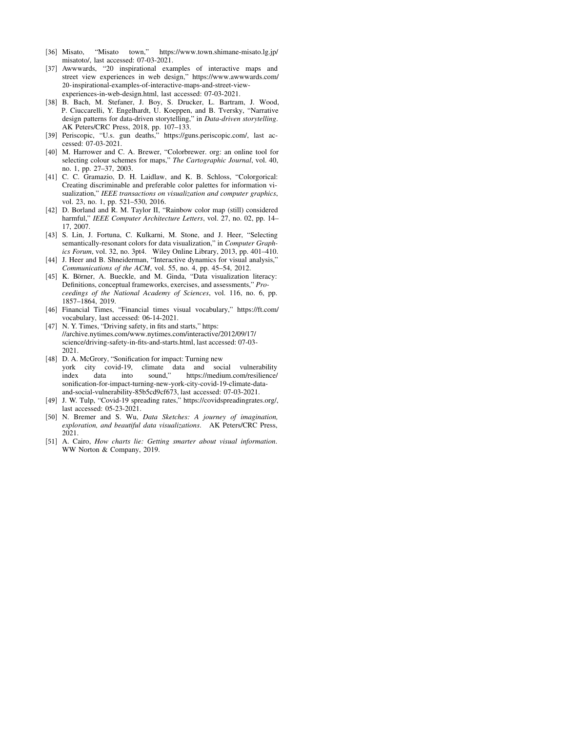[36] Misato, "Misato town," https://www.town.shimane-misato.lg.jp/misatoto/, last accessed: 07-03-2021.

[37] Awwwards, "20 inspirational examples of interactive maps and street view experiences in web design," https://www.awwwards.com/20-inspirational-examples-of-interactive-maps-and-street-view-experiences-in-web-design.html, last accessed: 07-03-2021.

[38] B. Bach, M. Stefaner, J. Boy, S. Drucker, L. Bartram, J. Wood, P. Ciuccarelli, Y. Engelhardt, U. Koeppen, and B. Tversky, "Narrative design patterns for data-driven storytelling," in *Data-driven storytelling*. AK Peters/CRC Press, 2018, pp. 107–133.

[39] Periscopic, "U.s. gun deaths," https://guns.periscopic.com/, last accessed: 07-03-2021.

[40] M. Harrower and C. A. Brewer, "Colorbrewer. org: an online tool for selecting colour schemes for maps," *The Cartographic Journal*, vol. 40, no. 1, pp. 27–37, 2003.

[41] C. C. Gramazio, D. H. Laidlaw, and K. B. Schloss, "Colorgorical: Creating discriminable and preferable color palettes for information visualization," *IEEE transactions on visualization and computer graphics*, vol. 23, no. 1, pp. 521–530, 2016.

[42] D. Borland and R. M. Taylor II, "Rainbow color map (still) considered harmful," *IEEE Computer Architecture Letters*, vol. 27, no. 02, pp. 14–17, 2007.

[43] S. Lin, J. Fortuna, C. Kulkarni, M. Stone, and J. Heer, "Selecting semantically-resonant colors for data visualization," in *Computer Graphics Forum*, vol. 32, no. 3pt4. Wiley Online Library, 2013, pp. 401–410.

[44] J. Heer and B. Shneiderman, "Interactive dynamics for visual analysis," *Communications of the ACM*, vol. 55, no. 4, pp. 45–54, 2012.

[45] K. Börner, A. Bueckle, and M. Ginda, "Data visualization literacy: Definitions, conceptual frameworks, exercises, and assessments," *Proceedings of the National Academy of Sciences*, vol. 116, no. 6, pp. 1857–1864, 2019.

[46] Financial Times, "Financial times visual vocabulary," https://ft.com/vocabulary, last accessed: 06-14-2021.

[47] N. Y. Times, "Driving safety, in fits and starts," https://archive.nytimes.com/www.nytimes.com/interactive/2012/09/17/science/driving-safety-in-fits-and-starts.html, last accessed: 07-03-2021.

[48] D. A. McGrory, "Sonification for impact: Turning new york city covid-19, climate data and social vulnerability index data into sound," https://medium.com/resilience/sonification-for-impact-turning-new-york-city-covid-19-climate-data-and-social-vulnerability-85b5cd9cf673, last accessed: 07-03-2021.

[49] J. W. Tulp, "Covid-19 spreading rates," https://covidspreadingrates.org/, last accessed: 05-23-2021.

[50] N. Bremer and S. Wu, *Data Sketches: A journey of imagination, exploration, and beautiful data visualizations*. AK Peters/CRC Press, 2021.

[51] A. Cairo, *How charts lie: Getting smarter about visual information*. WW Norton & Company, 2019.